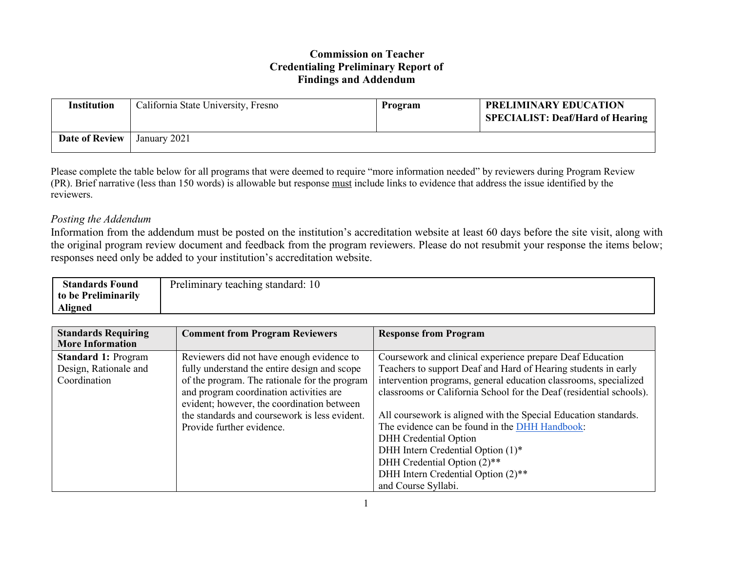# Commission on Teacher Credentialing Preliminary Report of Findings and Addendum

| **Institution** | California State University, Fresno | **Program** | **PRELIMINARY EDUCATION SPECIALIST: Deaf/Hard of Hearing** |
|---|---|---|---|
| **Date of Review** | January 2021 | | |

Please complete the table below for all programs that were deemed to require "more information needed" by reviewers during Program Review (PR). Brief narrative (less than 150 words) is allowable but response must include links to evidence that address the issue identified by the reviewers.

*Posting the Addendum*

Information from the addendum must be posted on the institution's accreditation website at least 60 days before the site visit, along with the original program review document and feedback from the program reviewers. Please do not resubmit your response the items below; responses need only be added to your institution's accreditation website.

| **Standards Found to be Preliminarily Aligned** | Preliminary teaching standard: 10 |
|---|---|

| **Standards Requiring More Information** | **Comment from Program Reviewers** | **Response from Program** |
|---|---|---|
| **Standard 1:** Program Design, Rationale and Coordination | Reviewers did not have enough evidence to fully understand the entire design and scope of the program. The rationale for the program and program coordination activities are evident; however, the coordination between the standards and coursework is less evident. Provide further evidence. | Coursework and clinical experience prepare Deaf Education Teachers to support Deaf and Hard of Hearing students in early intervention programs, general education classrooms, specialized classrooms or California School for the Deaf (residential schools).<br><br>All coursework is aligned with the Special Education standards. The evidence can be found in the DHH Handbook:<br>DHH Credential Option<br>DHH Intern Credential Option (1)*<br>DHH Credential Option (2)**<br>DHH Intern Credential Option (2)**<br>and Course Syllabi. |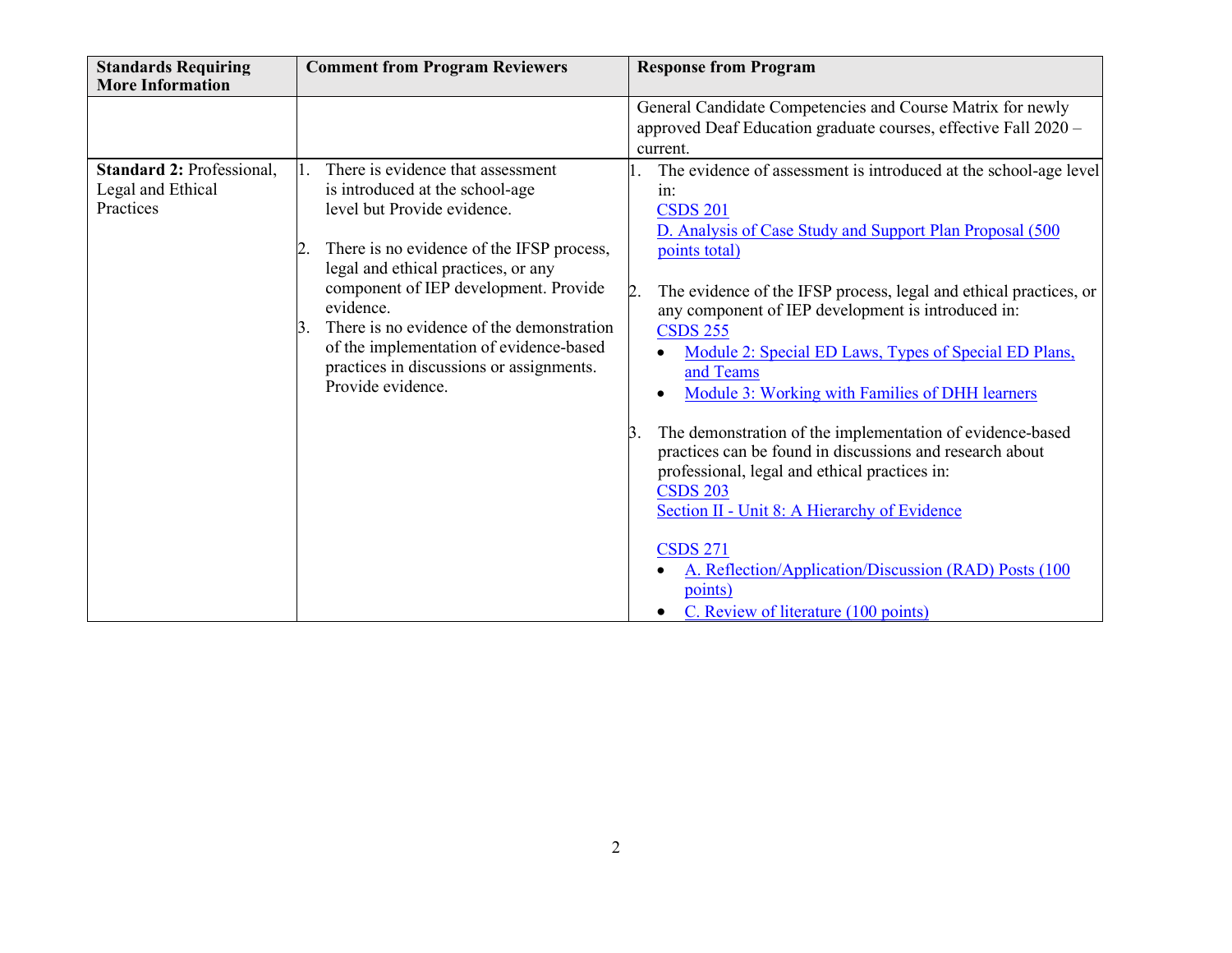| Standards Requiring More Information | Comment from Program Reviewers | Response from Program |
|---|---|---|
| | | General Candidate Competencies and Course Matrix for newly approved Deaf Education graduate courses, effective Fall 2020 – current. |
| **Standard 2:** Professional, Legal and Ethical Practices | 1. There is evidence that assessment is introduced at the school-age level but Provide evidence.<br><br>2. There is no evidence of the IFSP process, legal and ethical practices, or any component of IEP development. Provide evidence.<br>3. There is no evidence of the demonstration of the implementation of evidence-based practices in discussions or assignments. Provide evidence. | 1. The evidence of assessment is introduced at the school-age level in:<br>CSDS 201<br>D. Analysis of Case Study and Support Plan Proposal (500 points total)<br><br>2. The evidence of the IFSP process, legal and ethical practices, or any component of IEP development is introduced in:<br>CSDS 255<br>• Module 2: Special ED Laws, Types of Special ED Plans, and Teams<br>• Module 3: Working with Families of DHH learners<br><br>3. The demonstration of the implementation of evidence-based practices can be found in discussions and research about professional, legal and ethical practices in:<br>CSDS 203<br>Section II - Unit 8: A Hierarchy of Evidence<br><br>CSDS 271<br>• A. Reflection/Application/Discussion (RAD) Posts (100 points)<br>• C. Review of literature (100 points) |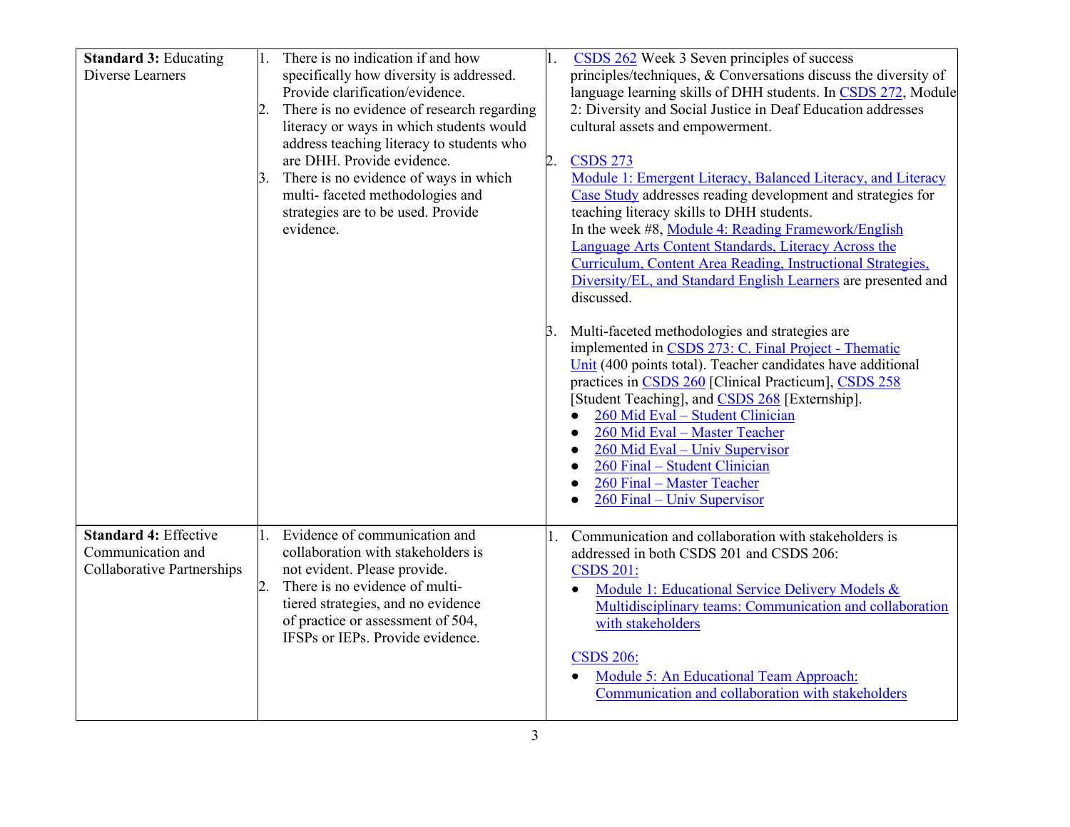| **Standard 3:** Educating Diverse Learners | 1. There is no indication if and how specifically how diversity is addressed. Provide clarification/evidence.<br>2. There is no evidence of research regarding literacy or ways in which students would address teaching literacy to students who are DHH. Provide evidence.<br>3. There is no evidence of ways in which multi- faceted methodologies and strategies are to be used. Provide evidence. | 1. CSDS 262 Week 3 Seven principles of success principles/techniques, & Conversations discuss the diversity of language learning skills of DHH students. In CSDS 272, Module 2: Diversity and Social Justice in Deaf Education addresses cultural assets and empowerment.<br><br>2. CSDS 273 Module 1: Emergent Literacy, Balanced Literacy, and Literacy Case Study addresses reading development and strategies for teaching literacy skills to DHH students. In the week #8, Module 4: Reading Framework/English Language Arts Content Standards, Literacy Across the Curriculum, Content Area Reading, Instructional Strategies, Diversity/EL, and Standard English Learners are presented and discussed.<br><br>3. Multi-faceted methodologies and strategies are implemented in CSDS 273: C. Final Project - Thematic Unit (400 points total). Teacher candidates have additional practices in CSDS 260 [Clinical Practicum], CSDS 258 [Student Teaching], and CSDS 268 [Externship].<br>● 260 Mid Eval – Student Clinician<br>● 260 Mid Eval – Master Teacher<br>● 260 Mid Eval – Univ Supervisor<br>● 260 Final – Student Clinician<br>● 260 Final – Master Teacher<br>● 260 Final – Univ Supervisor |
|---|---|---|
| **Standard 4:** Effective Communication and Collaborative Partnerships | 1. Evidence of communication and collaboration with stakeholders is not evident. Please provide.<br>2. There is no evidence of multi-tiered strategies, and no evidence of practice or assessment of 504, IFSPs or IEPs. Provide evidence. | 1. Communication and collaboration with stakeholders is addressed in both CSDS 201 and CSDS 206:<br>CSDS 201:<br>● Module 1: Educational Service Delivery Models & Multidisciplinary teams: Communication and collaboration with stakeholders<br><br>CSDS 206:<br>● Module 5: An Educational Team Approach: Communication and collaboration with stakeholders |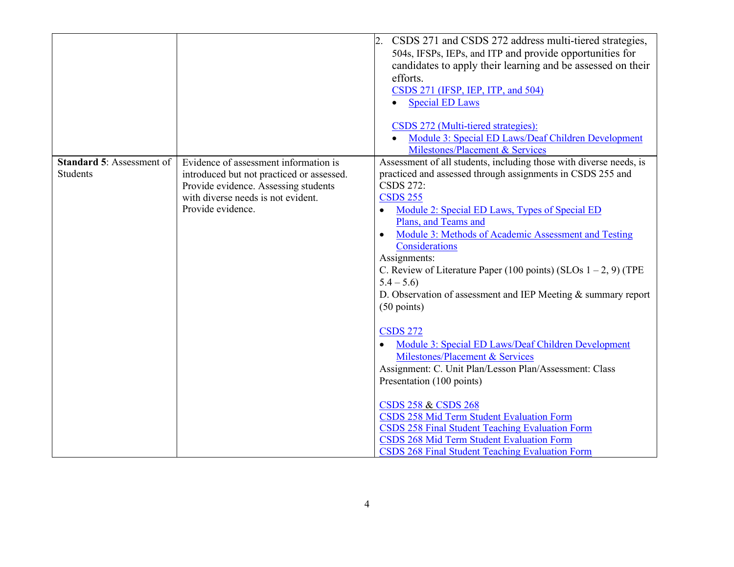| | | |
|---|---|---|
| | | 2. CSDS 271 and CSDS 272 address multi-tiered strategies, 504s, IFSPs, IEPs, and ITP and provide opportunities for candidates to apply their learning and be assessed on their efforts.<br>CSDS 271 (IFSP, IEP, ITP, and 504)<br>• Special ED Laws<br><br>CSDS 272 (Multi-tiered strategies):<br>• Module 3: Special ED Laws/Deaf Children Development Milestones/Placement & Services |
| **Standard 5**: Assessment of Students | Evidence of assessment information is introduced but not practiced or assessed. Provide evidence. Assessing students with diverse needs is not evident. Provide evidence. | Assessment of all students, including those with diverse needs, is practiced and assessed through assignments in CSDS 255 and CSDS 272:<br>CSDS 255<br>• Module 2: Special ED Laws, Types of Special ED Plans, and Teams and<br>• Module 3: Methods of Academic Assessment and Testing Considerations<br>Assignments:<br>C. Review of Literature Paper (100 points) (SLOs 1 – 2, 9) (TPE 5.4 – 5.6)<br>D. Observation of assessment and IEP Meeting & summary report (50 points)<br><br>CSDS 272<br>• Module 3: Special ED Laws/Deaf Children Development Milestones/Placement & Services<br>Assignment: C. Unit Plan/Lesson Plan/Assessment: Class Presentation (100 points)<br><br>CSDS 258 & CSDS 268<br>CSDS 258 Mid Term Student Evaluation Form<br>CSDS 258 Final Student Teaching Evaluation Form<br>CSDS 268 Mid Term Student Evaluation Form<br>CSDS 268 Final Student Teaching Evaluation Form |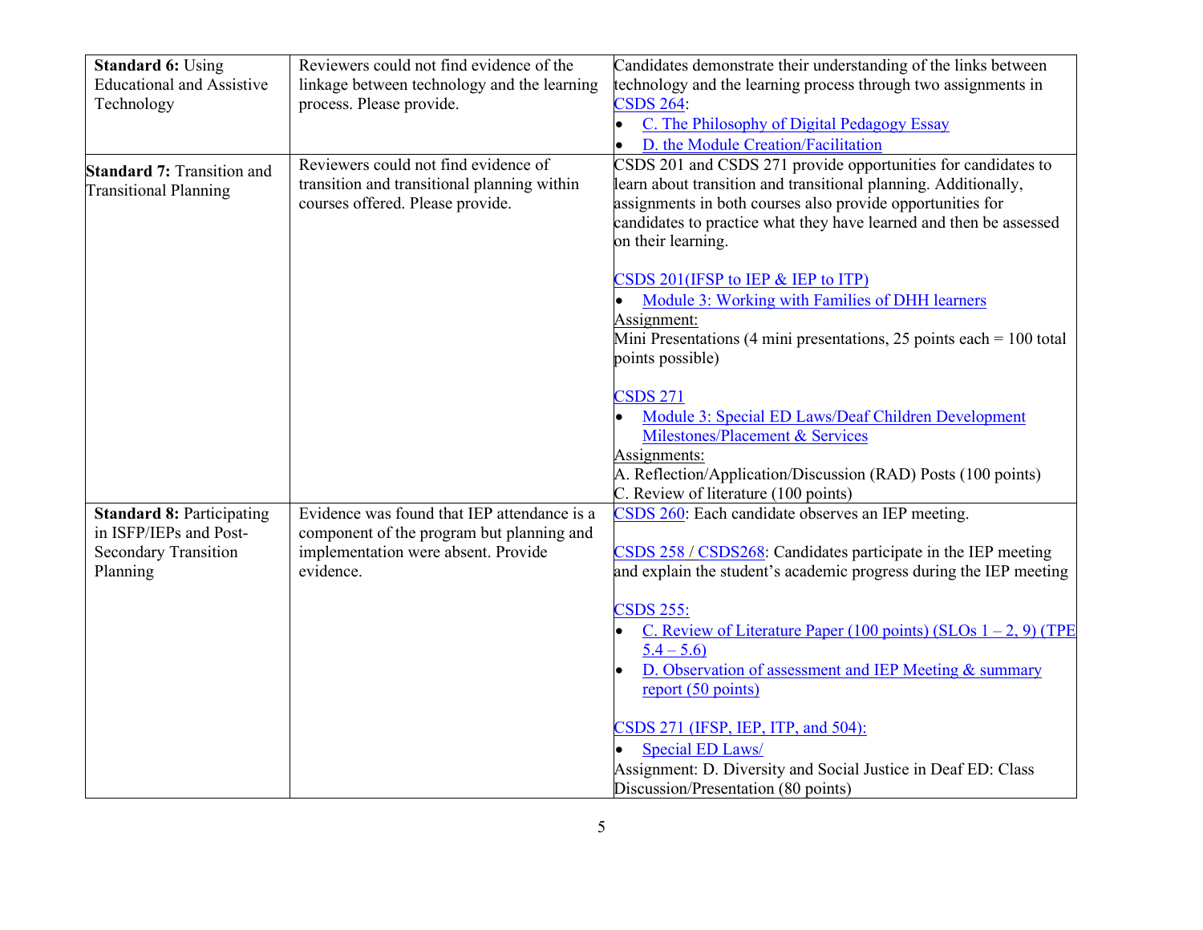| | | |
|---|---|---|
| **Standard 6:** Using Educational and Assistive Technology | Reviewers could not find evidence of the linkage between technology and the learning process. Please provide. | Candidates demonstrate their understanding of the links between technology and the learning process through two assignments in CSDS 264:<br>• C. The Philosophy of Digital Pedagogy Essay<br>• D. the Module Creation/Facilitation |
| **Standard 7:** Transition and Transitional Planning | Reviewers could not find evidence of transition and transitional planning within courses offered. Please provide. | CSDS 201 and CSDS 271 provide opportunities for candidates to learn about transition and transitional planning. Additionally, assignments in both courses also provide opportunities for candidates to practice what they have learned and then be assessed on their learning.<br><br>CSDS 201(IFSP to IEP & IEP to ITP)<br>• Module 3: Working with Families of DHH learners<br>Assignment:<br>Mini Presentations (4 mini presentations, 25 points each = 100 total points possible)<br><br>CSDS 271<br>• Module 3: Special ED Laws/Deaf Children Development Milestones/Placement & Services<br>Assignments:<br>A. Reflection/Application/Discussion (RAD) Posts (100 points)<br>C. Review of literature (100 points) |
| **Standard 8:** Participating in ISFP/IEPs and Post-Secondary Transition Planning | Evidence was found that IEP attendance is a component of the program but planning and implementation were absent. Provide evidence. | CSDS 260: Each candidate observes an IEP meeting.<br><br>CSDS 258 / CSDS268: Candidates participate in the IEP meeting and explain the student's academic progress during the IEP meeting<br><br>CSDS 255:<br>• C. Review of Literature Paper (100 points) (SLOs 1 – 2, 9) (TPE 5.4 – 5.6)<br>• D. Observation of assessment and IEP Meeting & summary report (50 points)<br><br>CSDS 271 (IFSP, IEP, ITP, and 504):<br>• Special ED Laws/<br>Assignment: D. Diversity and Social Justice in Deaf ED: Class Discussion/Presentation (80 points) |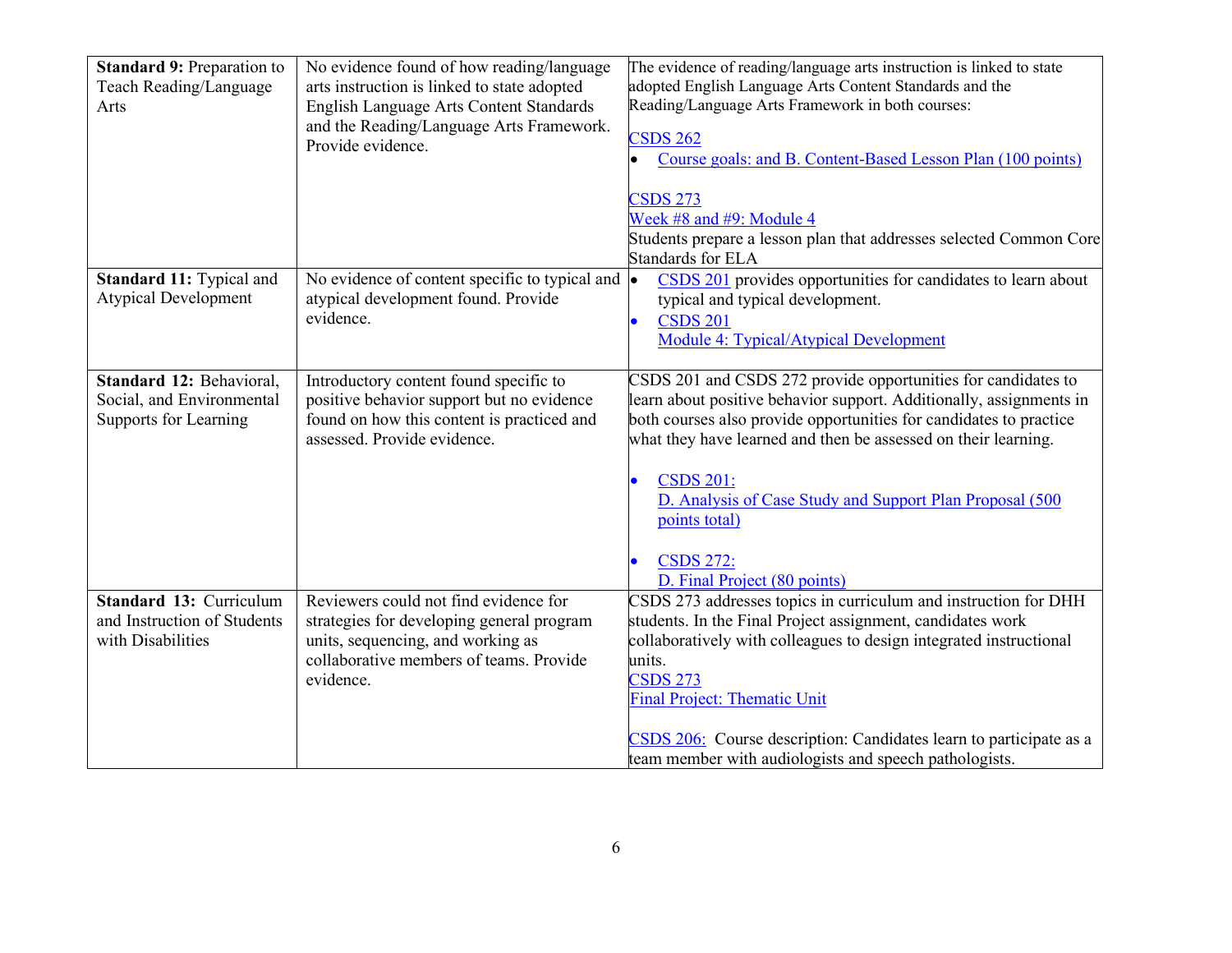| | | |
|---|---|---|
| **Standard 9:** Preparation to Teach Reading/Language Arts | No evidence found of how reading/language arts instruction is linked to state adopted English Language Arts Content Standards and the Reading/Language Arts Framework. Provide evidence. | The evidence of reading/language arts instruction is linked to state adopted English Language Arts Content Standards and the Reading/Language Arts Framework in both courses:<br><br>CSDS 262<br>• Course goals: and B. Content-Based Lesson Plan (100 points)<br><br>CSDS 273<br>Week #8 and #9: Module 4<br>Students prepare a lesson plan that addresses selected Common Core Standards for ELA |
| **Standard 11:** Typical and Atypical Development | No evidence of content specific to typical and atypical development found. Provide evidence. | • CSDS 201 provides opportunities for candidates to learn about typical and typical development.<br>• CSDS 201<br>Module 4: Typical/Atypical Development |
| **Standard 12:** Behavioral, Social, and Environmental Supports for Learning | Introductory content found specific to positive behavior support but no evidence found on how this content is practiced and assessed. Provide evidence. | CSDS 201 and CSDS 272 provide opportunities for candidates to learn about positive behavior support. Additionally, assignments in both courses also provide opportunities for candidates to practice what they have learned and then be assessed on their learning.<br><br>• CSDS 201:<br>D. Analysis of Case Study and Support Plan Proposal (500 points total)<br><br>• CSDS 272:<br>D. Final Project (80 points) |
| **Standard 13:** Curriculum and Instruction of Students with Disabilities | Reviewers could not find evidence for strategies for developing general program units, sequencing, and working as collaborative members of teams. Provide evidence. | CSDS 273 addresses topics in curriculum and instruction for DHH students. In the Final Project assignment, candidates work collaboratively with colleagues to design integrated instructional units.<br>CSDS 273<br>Final Project: Thematic Unit<br><br>CSDS 206: Course description: Candidates learn to participate as a team member with audiologists and speech pathologists. |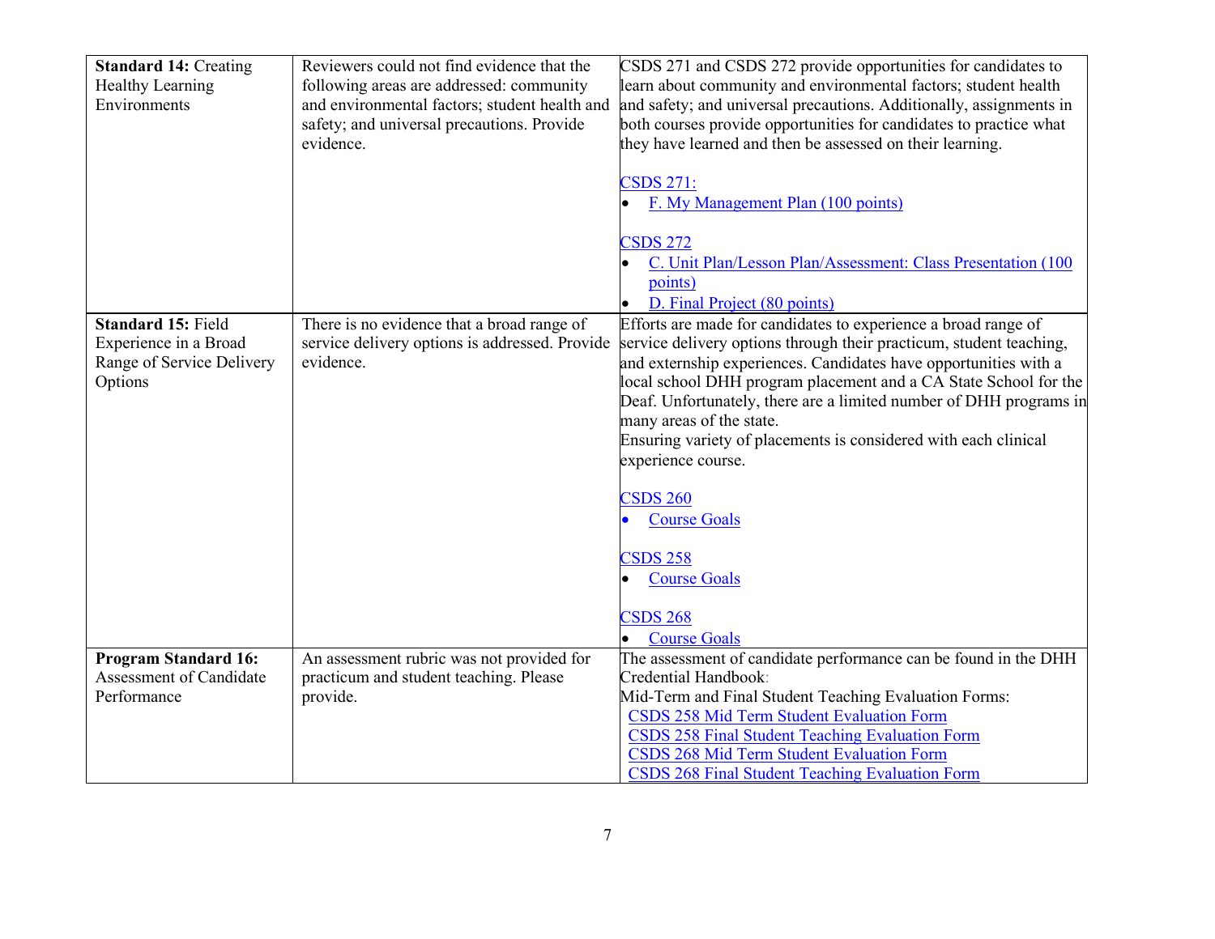| | | |
|---|---|---|
| **Standard 14:** Creating Healthy Learning Environments | Reviewers could not find evidence that the following areas are addressed: community and environmental factors; student health and safety; and universal precautions. Provide evidence. | CSDS 271 and CSDS 272 provide opportunities for candidates to learn about community and environmental factors; student health and safety; and universal precautions. Additionally, assignments in both courses provide opportunities for candidates to practice what they have learned and then be assessed on their learning.<br><br>CSDS 271:<br>• F. My Management Plan (100 points)<br><br>CSDS 272<br>• C. Unit Plan/Lesson Plan/Assessment: Class Presentation (100 points)<br>• D. Final Project (80 points) |
| **Standard 15:** Field Experience in a Broad Range of Service Delivery Options | There is no evidence that a broad range of service delivery options is addressed. Provide evidence. | Efforts are made for candidates to experience a broad range of service delivery options through their practicum, student teaching, and externship experiences. Candidates have opportunities with a local school DHH program placement and a CA State School for the Deaf. Unfortunately, there are a limited number of DHH programs in many areas of the state.<br>Ensuring variety of placements is considered with each clinical experience course.<br><br>CSDS 260<br>• Course Goals<br><br>CSDS 258<br>• Course Goals<br><br>CSDS 268<br>• Course Goals |
| **Program Standard 16:** Assessment of Candidate Performance | An assessment rubric was not provided for practicum and student teaching. Please provide. | The assessment of candidate performance can be found in the DHH Credential Handbook:<br>Mid-Term and Final Student Teaching Evaluation Forms:<br>CSDS 258 Mid Term Student Evaluation Form<br>CSDS 258 Final Student Teaching Evaluation Form<br>CSDS 268 Mid Term Student Evaluation Form<br>CSDS 268 Final Student Teaching Evaluation Form |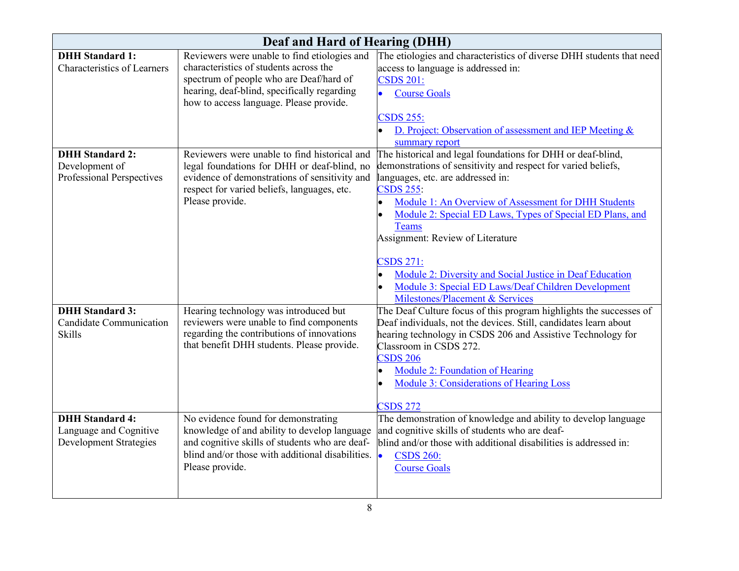| Deaf and Hard of Hearing (DHH) | | |
|---|---|---|
| **DHH Standard 1:** Characteristics of Learners | Reviewers were unable to find etiologies and characteristics of students across the spectrum of people who are Deaf/hard of hearing, deaf-blind, specifically regarding how to access language. Please provide. | The etiologies and characteristics of diverse DHH students that need access to language is addressed in:<br>CSDS 201:<br>• Course Goals<br><br>CSDS 255:<br>• D. Project: Observation of assessment and IEP Meeting & summary report |
| **DHH Standard 2:** Development of Professional Perspectives | Reviewers were unable to find historical and legal foundations for DHH or deaf-blind, no evidence of demonstrations of sensitivity and respect for varied beliefs, languages, etc. Please provide. | The historical and legal foundations for DHH or deaf-blind, demonstrations of sensitivity and respect for varied beliefs, languages, etc. are addressed in:<br>CSDS 255:<br>• Module 1: An Overview of Assessment for DHH Students<br>• Module 2: Special ED Laws, Types of Special ED Plans, and Teams<br>Assignment: Review of Literature<br><br>CSDS 271:<br>• Module 2: Diversity and Social Justice in Deaf Education<br>• Module 3: Special ED Laws/Deaf Children Development Milestones/Placement & Services |
| **DHH Standard 3:** Candidate Communication Skills | Hearing technology was introduced but reviewers were unable to find components regarding the contributions of innovations that benefit DHH students. Please provide. | The Deaf Culture focus of this program highlights the successes of Deaf individuals, not the devices. Still, candidates learn about hearing technology in CSDS 206 and Assistive Technology for Classroom in CSDS 272.<br>CSDS 206<br>• Module 2: Foundation of Hearing<br>• Module 3: Considerations of Hearing Loss<br><br>CSDS 272 |
| **DHH Standard 4:** Language and Cognitive Development Strategies | No evidence found for demonstrating knowledge of and ability to develop language and cognitive skills of students who are deaf-blind and/or those with additional disabilities. Please provide. | The demonstration of knowledge and ability to develop language and cognitive skills of students who are deaf-blind and/or those with additional disabilities is addressed in:<br>• CSDS 260: Course Goals |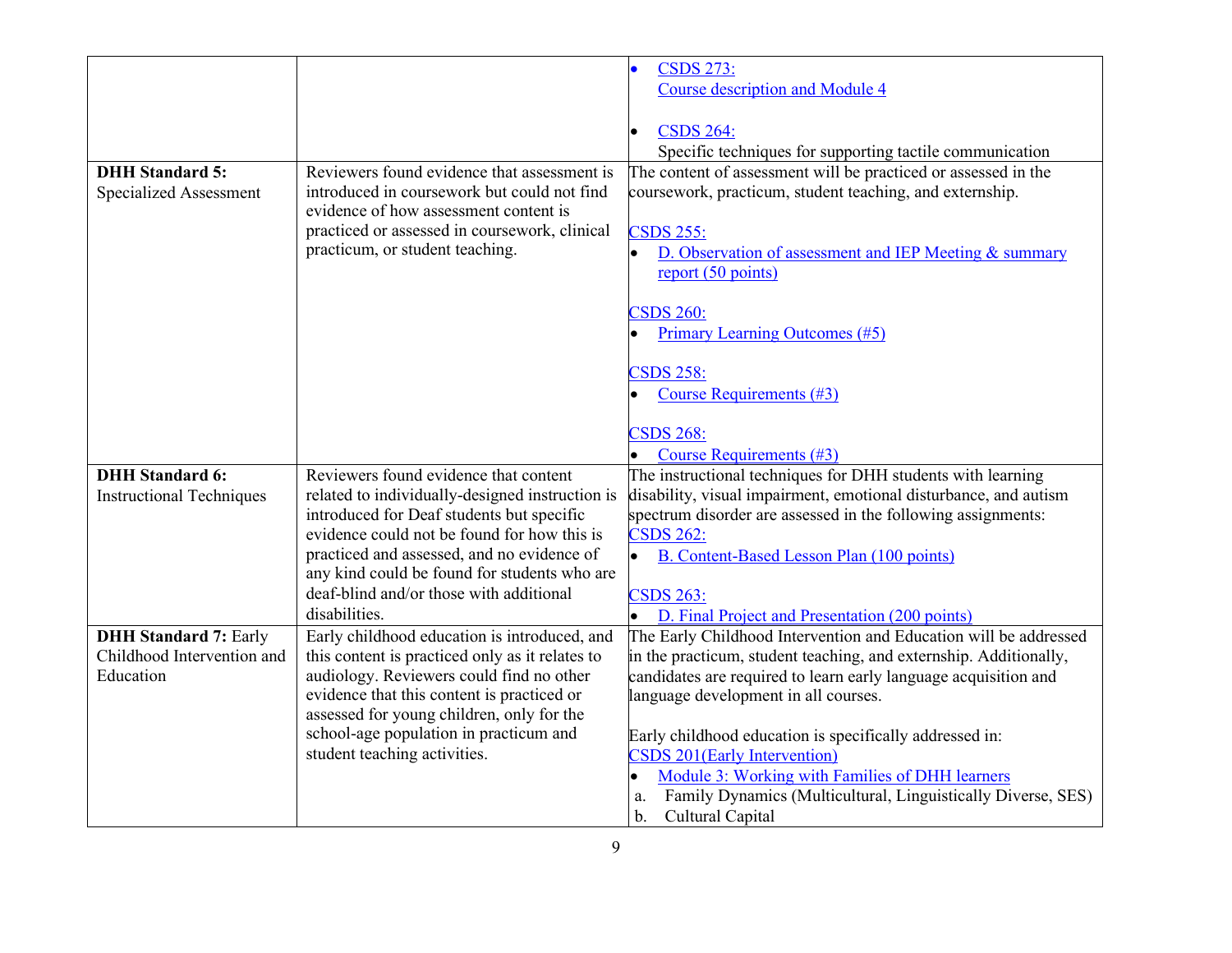| | | |
|---|---|---|
| | | • CSDS 273: Course description and Module 4<br><br>• CSDS 264: Specific techniques for supporting tactile communication |
| **DHH Standard 5:** Specialized Assessment | Reviewers found evidence that assessment is introduced in coursework but could not find evidence of how assessment content is practiced or assessed in coursework, clinical practicum, or student teaching. | The content of assessment will be practiced or assessed in the coursework, practicum, student teaching, and externship.<br><br>CSDS 255:<br>• D. Observation of assessment and IEP Meeting & summary report (50 points)<br><br>CSDS 260:<br>• Primary Learning Outcomes (#5)<br><br>CSDS 258:<br>• Course Requirements (#3)<br><br>CSDS 268:<br>• Course Requirements (#3) |
| **DHH Standard 6:** Instructional Techniques | Reviewers found evidence that content related to individually-designed instruction is introduced for Deaf students but specific evidence could not be found for how this is practiced and assessed, and no evidence of any kind could be found for students who are deaf-blind and/or those with additional disabilities. | The instructional techniques for DHH students with learning disability, visual impairment, emotional disturbance, and autism spectrum disorder are assessed in the following assignments:<br>CSDS 262:<br>• B. Content-Based Lesson Plan (100 points)<br><br>CSDS 263:<br>• D. Final Project and Presentation (200 points) |
| **DHH Standard 7:** Early Childhood Intervention and Education | Early childhood education is introduced, and this content is practiced only as it relates to audiology. Reviewers could find no other evidence that this content is practiced or assessed for young children, only for the school-age population in practicum and student teaching activities. | The Early Childhood Intervention and Education will be addressed in the practicum, student teaching, and externship. Additionally, candidates are required to learn early language acquisition and language development in all courses.<br><br>Early childhood education is specifically addressed in:<br>CSDS 201(Early Intervention)<br>• Module 3: Working with Families of DHH learners<br>a. Family Dynamics (Multicultural, Linguistically Diverse, SES)<br>b. Cultural Capital |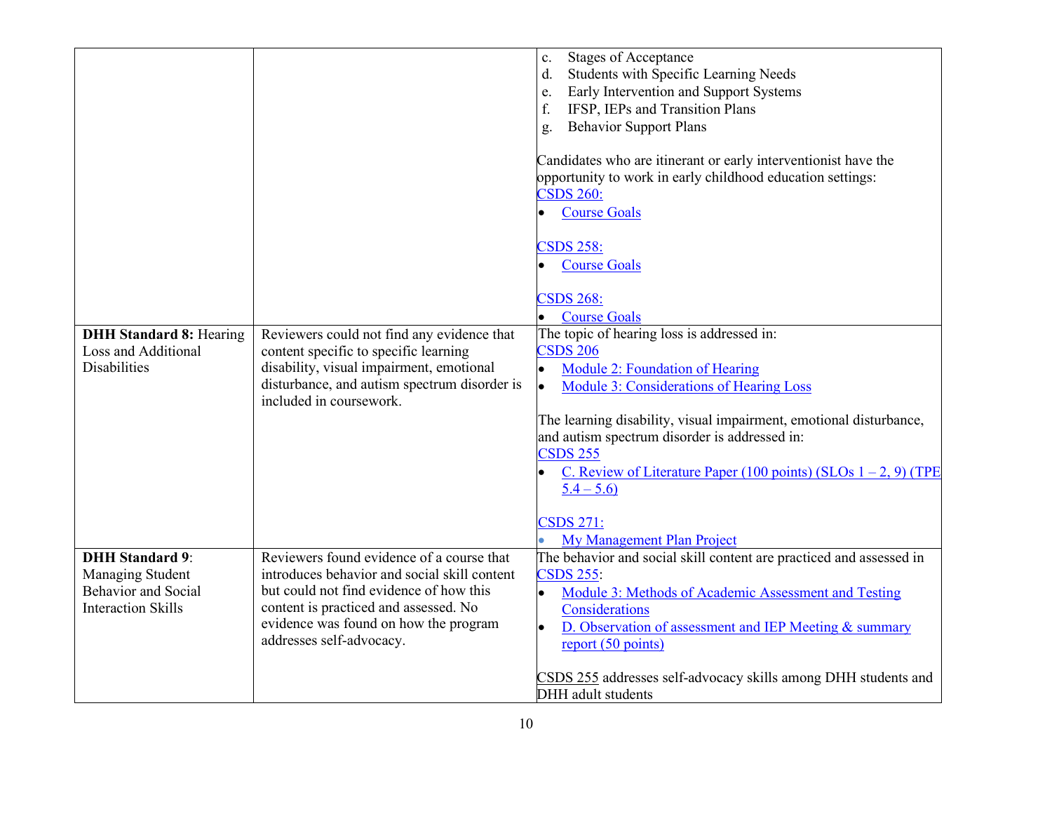| | | |
|---|---|---|
| | | c. Stages of Acceptance<br>d. Students with Specific Learning Needs<br>e. Early Intervention and Support Systems<br>f. IFSP, IEPs and Transition Plans<br>g. Behavior Support Plans<br><br>Candidates who are itinerant or early interventionist have the opportunity to work in early childhood education settings:<br>CSDS 260:<br>• Course Goals<br><br>CSDS 258:<br>• Course Goals<br><br>CSDS 268:<br>• Course Goals |
| **DHH Standard 8:** Hearing Loss and Additional Disabilities | Reviewers could not find any evidence that content specific to specific learning disability, visual impairment, emotional disturbance, and autism spectrum disorder is included in coursework. | The topic of hearing loss is addressed in:<br>CSDS 206<br>• Module 2: Foundation of Hearing<br>• Module 3: Considerations of Hearing Loss<br><br>The learning disability, visual impairment, emotional disturbance, and autism spectrum disorder is addressed in:<br>CSDS 255<br>• C. Review of Literature Paper (100 points) (SLOs 1 – 2, 9) (TPE 5.4 – 5.6)<br><br>CSDS 271:<br>• My Management Plan Project |
| **DHH Standard 9**: Managing Student Behavior and Social Interaction Skills | Reviewers found evidence of a course that introduces behavior and social skill content but could not find evidence of how this content is practiced and assessed. No evidence was found on how the program addresses self-advocacy. | The behavior and social skill content are practiced and assessed in CSDS 255:<br>• Module 3: Methods of Academic Assessment and Testing Considerations<br>• D. Observation of assessment and IEP Meeting & summary report (50 points)<br><br>CSDS 255 addresses self-advocacy skills among DHH students and DHH adult students |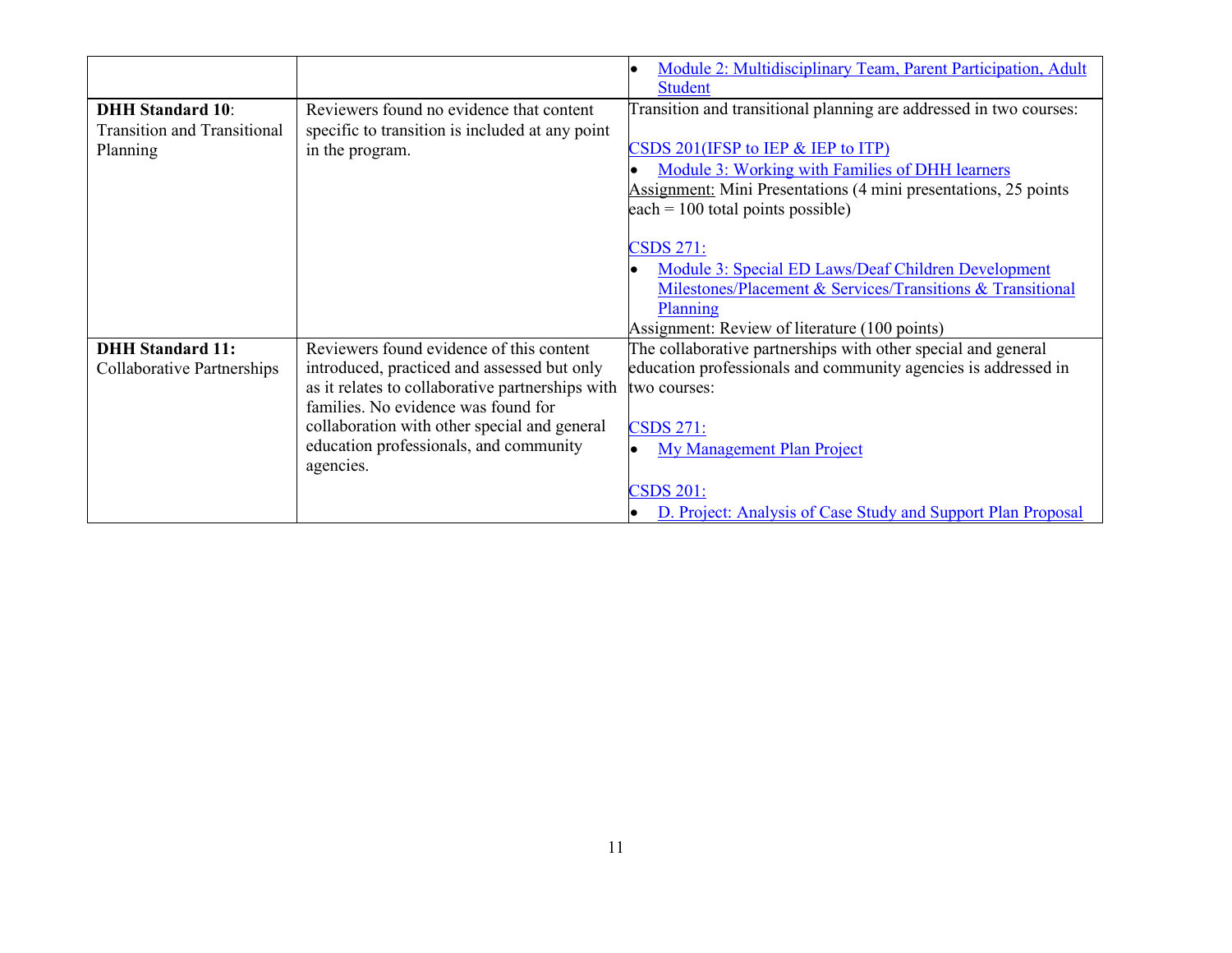| | | |
|---|---|---|
| | | • Module 2: Multidisciplinary Team, Parent Participation, Adult Student |
| **DHH Standard 10**: Transition and Transitional Planning | Reviewers found no evidence that content specific to transition is included at any point in the program. | Transition and transitional planning are addressed in two courses:<br><br>CSDS 201(IFSP to IEP & IEP to ITP)<br>• Module 3: Working with Families of DHH learners<br>Assignment: Mini Presentations (4 mini presentations, 25 points each = 100 total points possible)<br><br>CSDS 271:<br>• Module 3: Special ED Laws/Deaf Children Development Milestones/Placement & Services/Transitions & Transitional Planning<br>Assignment: Review of literature (100 points) |
| **DHH Standard 11:** Collaborative Partnerships | Reviewers found evidence of this content introduced, practiced and assessed but only as it relates to collaborative partnerships with families. No evidence was found for collaboration with other special and general education professionals, and community agencies. | The collaborative partnerships with other special and general education professionals and community agencies is addressed in two courses:<br><br>CSDS 271:<br>• My Management Plan Project<br><br>CSDS 201:<br>• D. Project: Analysis of Case Study and Support Plan Proposal |